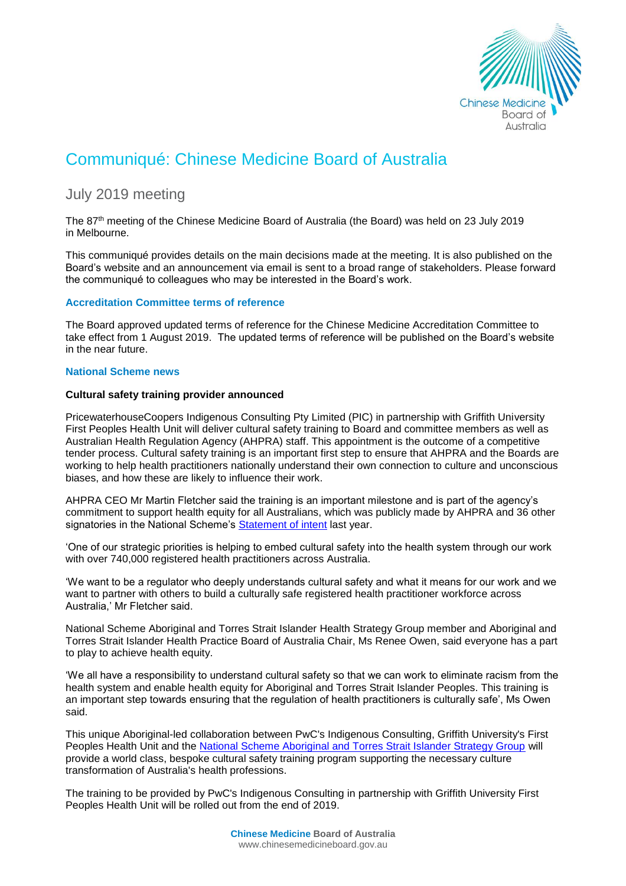# Communiqué: Chinese Medicine Board of Australia

## July 2019 meeting

The 87th meeting of the Chinese Medicine Board of Australia (the Board) was held on 23 July 2019 in Melbourne.

This communiqué provides details on the main decisions made at the meeting. It is also published on the Board's website and an announcement via email is sent to a broad range of stakeholders. Please forward the communiqué to colleagues who may be interested in the Board's work.

### Accreditation Committee terms of reference

The Board approved updated terms of reference for the Chinese Medicine Accreditation Committee to take effect from 1 August 2019. The updated terms of reference will be published on the Board's website in the near future.

### National Scheme news

**Cultural safety training provider announced**

PricewaterhouseCoopers Indigenous Consulting Pty Limited (PIC) in partnership with Griffith University First Peoples Health Unit will deliver cultural safety training to Board and committee members as well as Australian Health Regulation Agency (AHPRA) staff. This appointment is the outcome of a competitive tender process. Cultural safety training is an important first step to ensure that AHPRA and the Boards are working to help health practitioners nationally understand their own connection to culture and unconscious biases, and how these are likely to influence their work.

AHPRA CEO Mr Martin Fletcher said the training is an important milestone and is part of the agency's commitment to support health equity for all Australians, which was publicly made by AHPRA and 36 other signatories in the National Scheme's Statement of intent last year.

'One of our strategic priorities is helping to embed cultural safety into the health system through our work with over 740,000 registered health practitioners across Australia.

'We want to be a regulator who deeply understands cultural safety and what it means for our work and we want to partner with others to build a culturally safe registered health practitioner workforce across Australia,' Mr Fletcher said.

National Scheme Aboriginal and Torres Strait Islander Health Strategy Group member and Aboriginal and Torres Strait Islander Health Practice Board of Australia Chair, Ms Renee Owen, said everyone has a part to play to achieve health equity.

'We all have a responsibility to understand cultural safety so that we can work to eliminate racism from the health system and enable health equity for Aboriginal and Torres Strait Islander Peoples. This training is an important step towards ensuring that the regulation of health practitioners is culturally safe', Ms Owen said.

This unique Aboriginal-led collaboration between PwC's Indigenous Consulting, Griffith University's First Peoples Health Unit and the National Scheme Aboriginal and Torres Strait Islander Strategy Group will provide a world class, bespoke cultural safety training program supporting the necessary culture transformation of Australia's health professions.

The training to be provided by PwC's Indigenous Consulting in partnership with Griffith University First Peoples Health Unit will be rolled out from the end of 2019.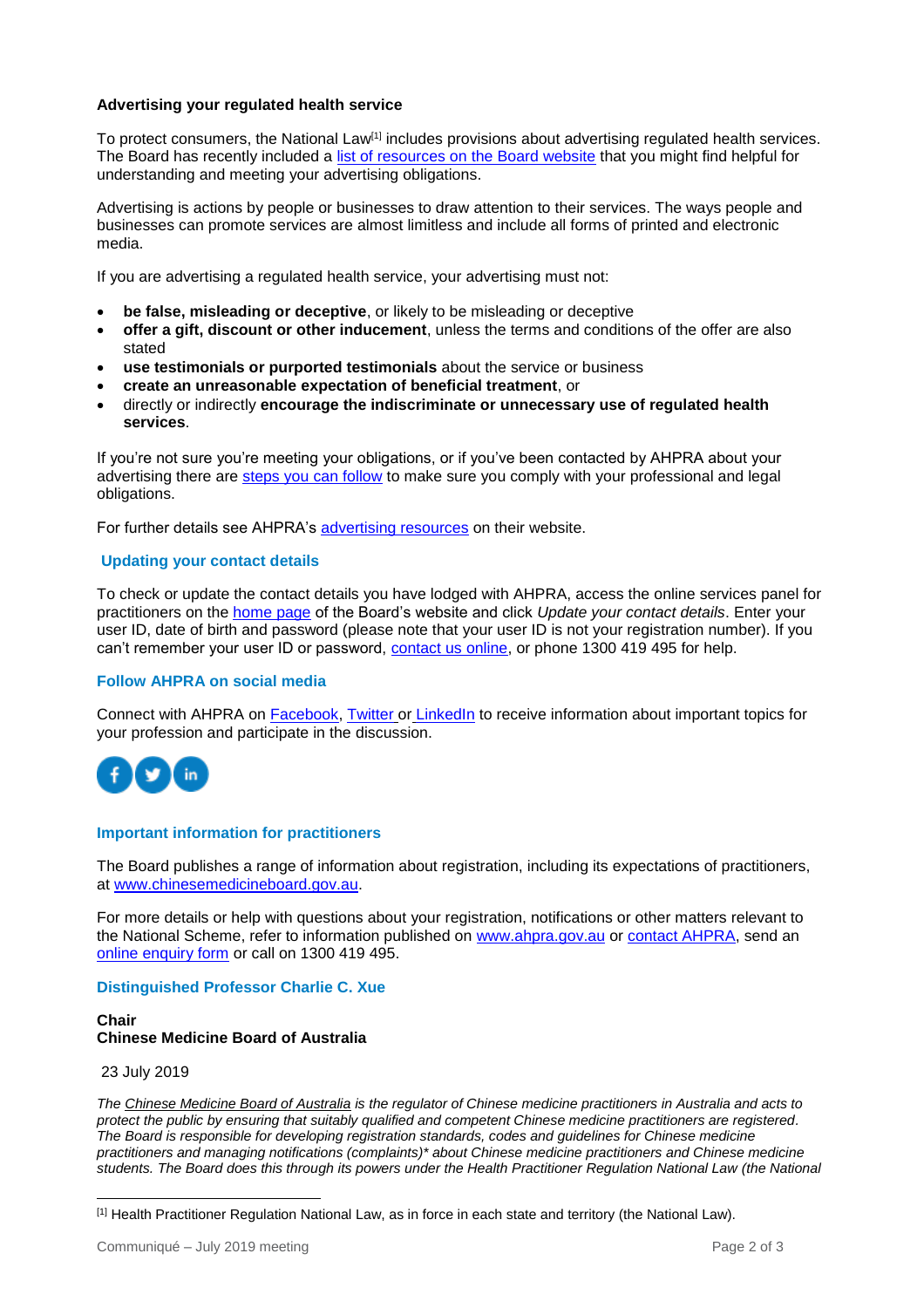**Advertising your regulated health service**

To protect consumers, the National Law[1] includes provisions about advertising regulated health services. The Board has recently included a list of resources on the Board website that you might find helpful for understanding and meeting your advertising obligations.

Advertising is actions by people or businesses to draw attention to their services. The ways people and businesses can promote services are almost limitless and include all forms of printed and electronic media.

If you are advertising a regulated health service, your advertising must not:

- **be false, misleading or deceptive**, or likely to be misleading or deceptive
- **offer a gift, discount or other inducement**, unless the terms and conditions of the offer are also stated
- **use testimonials or purported testimonials** about the service or business
- **create an unreasonable expectation of beneficial treatment**, or
- directly or indirectly **encourage the indiscriminate or unnecessary use of regulated health services**.

If you're not sure you're meeting your obligations, or if you've been contacted by AHPRA about your advertising there are steps you can follow to make sure you comply with your professional and legal obligations.

For further details see AHPRA's advertising resources on their website.

### Updating your contact details

To check or update the contact details you have lodged with AHPRA, access the online services panel for practitioners on the home page of the Board's website and click *Update your contact details*. Enter your user ID, date of birth and password (please note that your user ID is not your registration number). If you can't remember your user ID or password, contact us online, or phone 1300 419 495 for help.

### Follow AHPRA on social media

Connect with AHPRA on Facebook, Twitter or LinkedIn to receive information about important topics for your profession and participate in the discussion.

### Important information for practitioners

The Board publishes a range of information about registration, including its expectations of practitioners, at www.chinesemedicineboard.gov.au.

For more details or help with questions about your registration, notifications or other matters relevant to the National Scheme, refer to information published on www.ahpra.gov.au or contact AHPRA, send an online enquiry form or call on 1300 419 495.

### Distinguished Professor Charlie C. Xue

**Chair**
**Chinese Medicine Board of Australia**

23 July 2019

*The Chinese Medicine Board of Australia is the regulator of Chinese medicine practitioners in Australia and acts to protect the public by ensuring that suitably qualified and competent Chinese medicine practitioners are registered. The Board is responsible for developing registration standards, codes and guidelines for Chinese medicine practitioners and managing notifications (complaints)\* about Chinese medicine practitioners and Chinese medicine students. The Board does this through its powers under the Health Practitioner Regulation National Law (the National*

[1] Health Practitioner Regulation National Law, as in force in each state and territory (the National Law).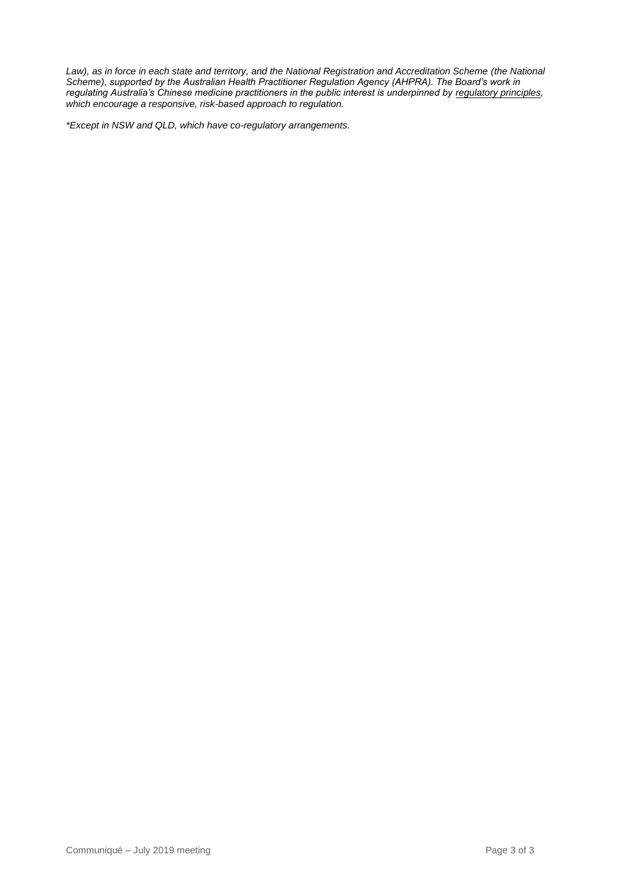*Law), as in force in each state and territory, and the National Registration and Accreditation Scheme (the National Scheme), supported by the Australian Health Practitioner Regulation Agency (AHPRA). The Board's work in regulating Australia's Chinese medicine practitioners in the public interest is underpinned by regulatory principles, which encourage a responsive, risk-based approach to regulation.*

*\*Except in NSW and QLD, which have co-regulatory arrangements.*